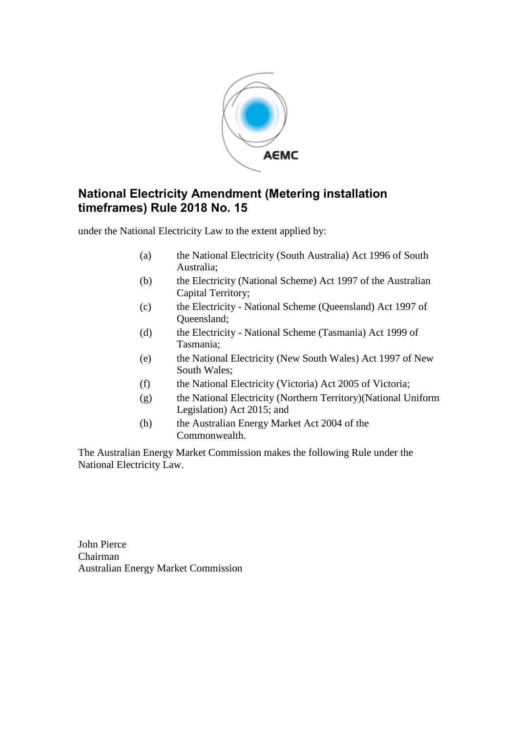# National Electricity Amendment (Metering installation timeframes) Rule 2018 No. 15

under the National Electricity Law to the extent applied by:

(a) the National Electricity (South Australia) Act 1996 of South Australia;

(b) the Electricity (National Scheme) Act 1997 of the Australian Capital Territory;

(c) the Electricity - National Scheme (Queensland) Act 1997 of Queensland;

(d) the Electricity - National Scheme (Tasmania) Act 1999 of Tasmania;

(e) the National Electricity (New South Wales) Act 1997 of New South Wales;

(f) the National Electricity (Victoria) Act 2005 of Victoria;

(g) the National Electricity (Northern Territory)(National Uniform Legislation) Act 2015; and

(h) the Australian Energy Market Act 2004 of the Commonwealth.

The Australian Energy Market Commission makes the following Rule under the National Electricity Law.

John Pierce
Chairman
Australian Energy Market Commission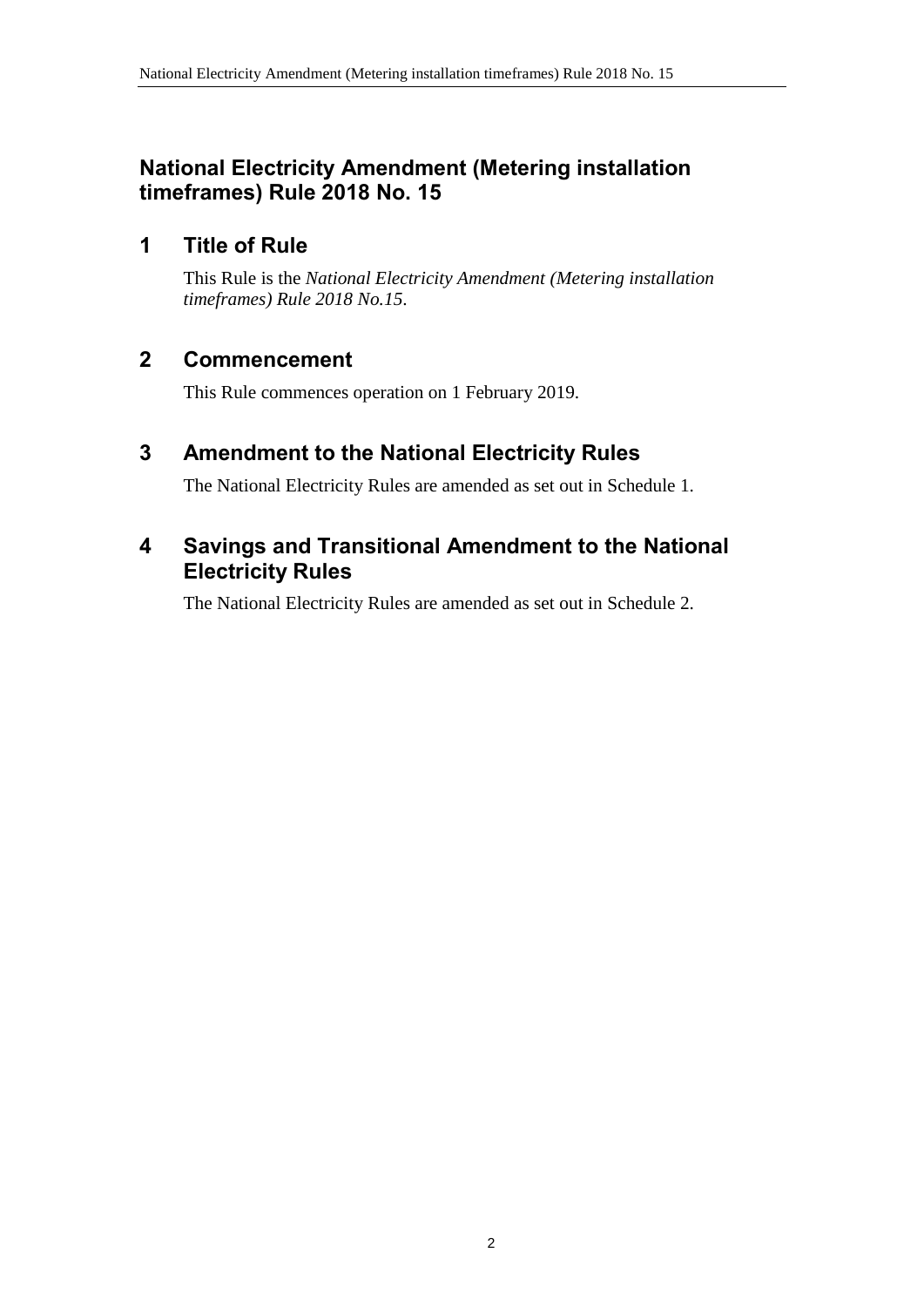# National Electricity Amendment (Metering installation timeframes) Rule 2018 No. 15

## 1 Title of Rule

This Rule is the *National Electricity Amendment (Metering installation timeframes) Rule 2018 No.15*.

## 2 Commencement

This Rule commences operation on 1 February 2019.

## 3 Amendment to the National Electricity Rules

The National Electricity Rules are amended as set out in Schedule 1.

## 4 Savings and Transitional Amendment to the National Electricity Rules

The National Electricity Rules are amended as set out in Schedule 2.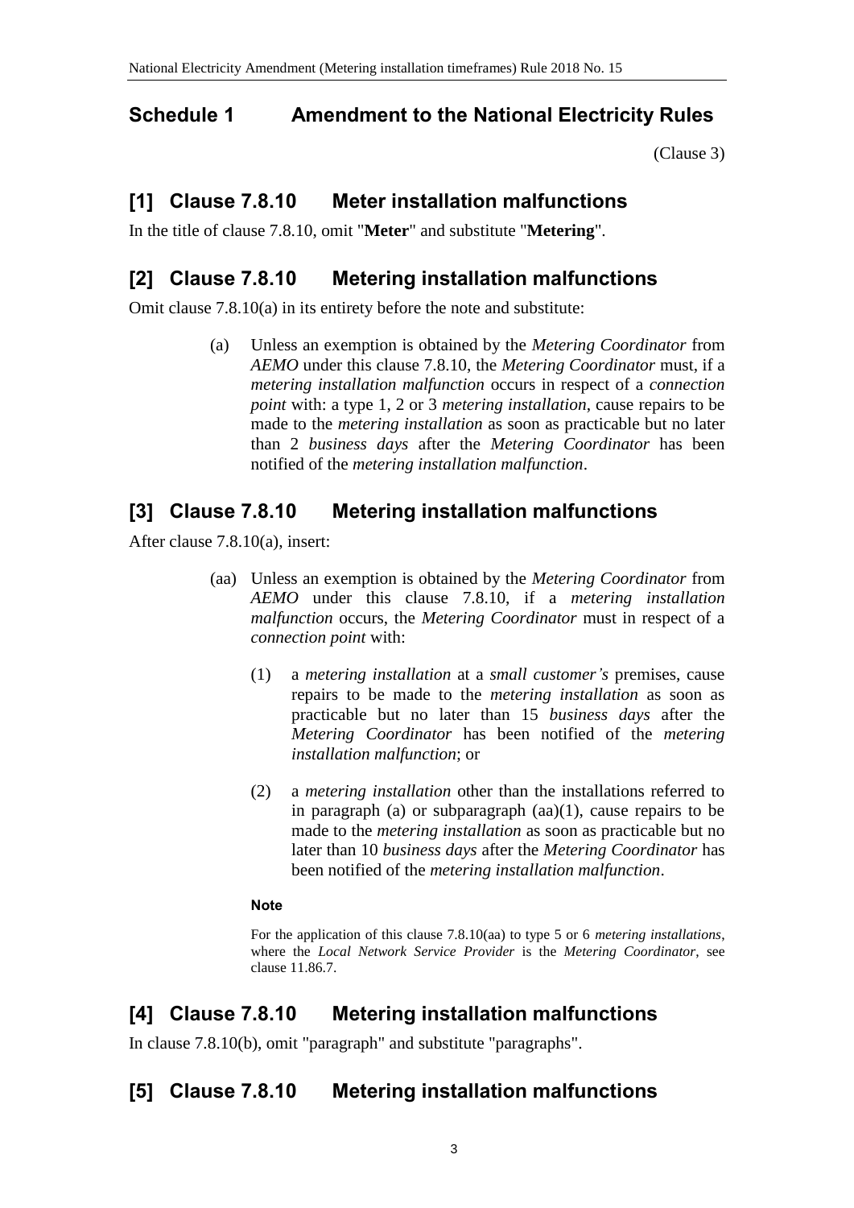## Schedule 1 Amendment to the National Electricity Rules

(Clause 3)

### [1] Clause 7.8.10 Meter installation malfunctions

In the title of clause 7.8.10, omit "**Meter**" and substitute "**Metering**".

### [2] Clause 7.8.10 Metering installation malfunctions

Omit clause 7.8.10(a) in its entirety before the note and substitute:

> (a) Unless an exemption is obtained by the *Metering Coordinator* from *AEMO* under this clause 7.8.10, the *Metering Coordinator* must, if a *metering installation malfunction* occurs in respect of a *connection point* with: a type 1, 2 or 3 *metering installation*, cause repairs to be made to the *metering installation* as soon as practicable but no later than 2 *business days* after the *Metering Coordinator* has been notified of the *metering installation malfunction*.

### [3] Clause 7.8.10 Metering installation malfunctions

After clause 7.8.10(a), insert:

> (aa) Unless an exemption is obtained by the *Metering Coordinator* from *AEMO* under this clause 7.8.10, if a *metering installation malfunction* occurs, the *Metering Coordinator* must in respect of a *connection point* with:
>
> (1) a *metering installation* at a *small customer's* premises, cause repairs to be made to the *metering installation* as soon as practicable but no later than 15 *business days* after the *Metering Coordinator* has been notified of the *metering installation malfunction*; or
>
> (2) a *metering installation* other than the installations referred to in paragraph (a) or subparagraph (aa)(1), cause repairs to be made to the *metering installation* as soon as practicable but no later than 10 *business days* after the *Metering Coordinator* has been notified of the *metering installation malfunction*.
>
> **Note**
>
> For the application of this clause 7.8.10(aa) to type 5 or 6 *metering installations*, where the *Local Network Service Provider* is the *Metering Coordinator*, see clause 11.86.7.

### [4] Clause 7.8.10 Metering installation malfunctions

In clause 7.8.10(b), omit "paragraph" and substitute "paragraphs".

### [5] Clause 7.8.10 Metering installation malfunctions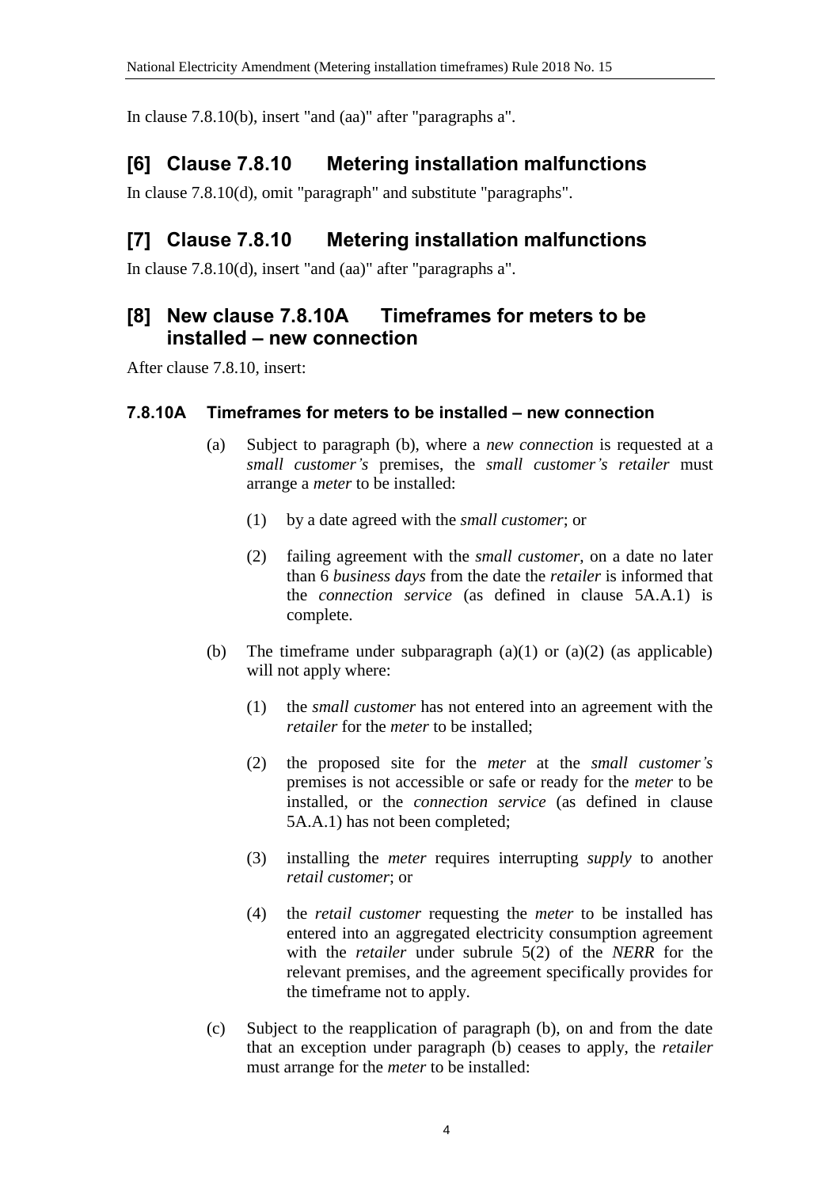In clause 7.8.10(b), insert "and (aa)" after "paragraphs a".

## [6] Clause 7.8.10 Metering installation malfunctions

In clause 7.8.10(d), omit "paragraph" and substitute "paragraphs".

## [7] Clause 7.8.10 Metering installation malfunctions

In clause 7.8.10(d), insert "and (aa)" after "paragraphs a".

## [8] New clause 7.8.10A Timeframes for meters to be installed – new connection

After clause 7.8.10, insert:

### 7.8.10A Timeframes for meters to be installed – new connection

(a) Subject to paragraph (b), where a *new connection* is requested at a *small customer's* premises, the *small customer's retailer* must arrange a *meter* to be installed:

(1) by a date agreed with the *small customer*; or

(2) failing agreement with the *small customer*, on a date no later than 6 *business days* from the date the *retailer* is informed that the *connection service* (as defined in clause 5A.A.1) is complete.

(b) The timeframe under subparagraph (a)(1) or (a)(2) (as applicable) will not apply where:

(1) the *small customer* has not entered into an agreement with the *retailer* for the *meter* to be installed;

(2) the proposed site for the *meter* at the *small customer's* premises is not accessible or safe or ready for the *meter* to be installed, or the *connection service* (as defined in clause 5A.A.1) has not been completed;

(3) installing the *meter* requires interrupting *supply* to another *retail customer*; or

(4) the *retail customer* requesting the *meter* to be installed has entered into an aggregated electricity consumption agreement with the *retailer* under subrule 5(2) of the *NERR* for the relevant premises, and the agreement specifically provides for the timeframe not to apply.

(c) Subject to the reapplication of paragraph (b), on and from the date that an exception under paragraph (b) ceases to apply, the *retailer* must arrange for the *meter* to be installed: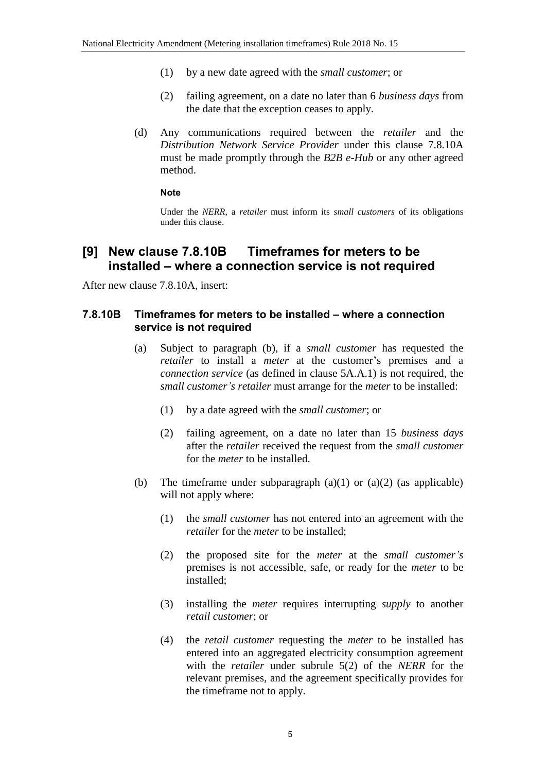(1) by a new date agreed with the *small customer*; or

(2) failing agreement, on a date no later than 6 *business days* from the date that the exception ceases to apply.

(d) Any communications required between the *retailer* and the *Distribution Network Service Provider* under this clause 7.8.10A must be made promptly through the *B2B e-Hub* or any other agreed method.

**Note**

Under the *NERR*, a *retailer* must inform its *small customers* of its obligations under this clause.

## [9] New clause 7.8.10B Timeframes for meters to be installed – where a connection service is not required

After new clause 7.8.10A, insert:

### 7.8.10B Timeframes for meters to be installed – where a connection service is not required

(a) Subject to paragraph (b), if a *small customer* has requested the *retailer* to install a *meter* at the customer's premises and a *connection service* (as defined in clause 5A.A.1) is not required, the *small customer's retailer* must arrange for the *meter* to be installed:

(1) by a date agreed with the *small customer*; or

(2) failing agreement, on a date no later than 15 *business days* after the *retailer* received the request from the *small customer* for the *meter* to be installed.

(b) The timeframe under subparagraph (a)(1) or (a)(2) (as applicable) will not apply where:

(1) the *small customer* has not entered into an agreement with the *retailer* for the *meter* to be installed;

(2) the proposed site for the *meter* at the *small customer's* premises is not accessible, safe, or ready for the *meter* to be installed;

(3) installing the *meter* requires interrupting *supply* to another *retail customer*; or

(4) the *retail customer* requesting the *meter* to be installed has entered into an aggregated electricity consumption agreement with the *retailer* under subrule 5(2) of the *NERR* for the relevant premises, and the agreement specifically provides for the timeframe not to apply.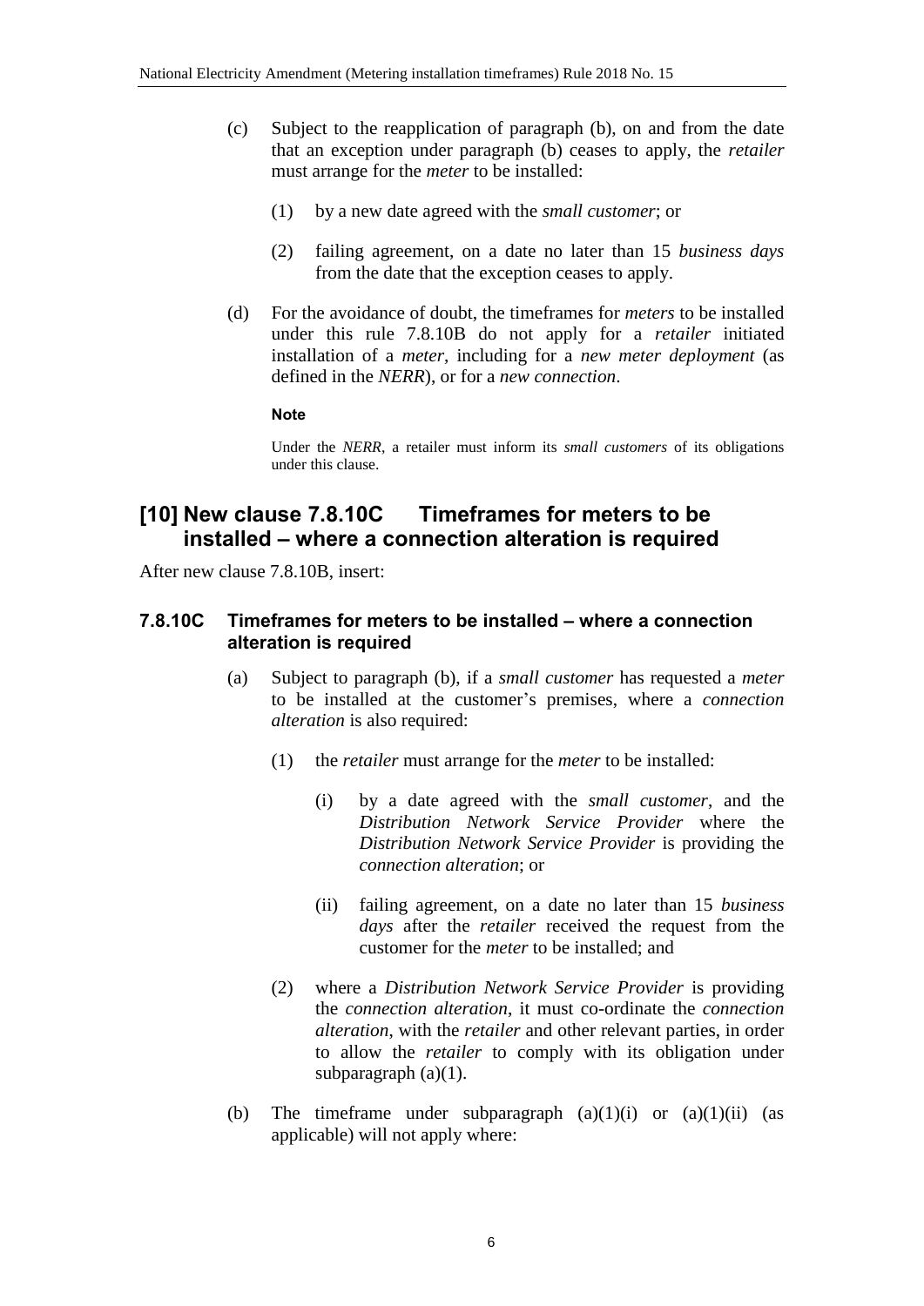(c) Subject to the reapplication of paragraph (b), on and from the date that an exception under paragraph (b) ceases to apply, the *retailer* must arrange for the *meter* to be installed:

(1) by a new date agreed with the *small customer*; or

(2) failing agreement, on a date no later than 15 *business days* from the date that the exception ceases to apply.

(d) For the avoidance of doubt, the timeframes for *meters* to be installed under this rule 7.8.10B do not apply for a *retailer* initiated installation of a *meter*, including for a *new meter deployment* (as defined in the *NERR*), or for a *new connection*.

**Note**

Under the *NERR*, a retailer must inform its *small customers* of its obligations under this clause.

## [10] New clause 7.8.10C Timeframes for meters to be installed – where a connection alteration is required

After new clause 7.8.10B, insert:

### 7.8.10C Timeframes for meters to be installed – where a connection alteration is required

(a) Subject to paragraph (b), if a *small customer* has requested a *meter* to be installed at the customer's premises, where a *connection alteration* is also required:

(1) the *retailer* must arrange for the *meter* to be installed:

(i) by a date agreed with the *small customer*, and the *Distribution Network Service Provider* where the *Distribution Network Service Provider* is providing the *connection alteration*; or

(ii) failing agreement, on a date no later than 15 *business days* after the *retailer* received the request from the customer for the *meter* to be installed; and

(2) where a *Distribution Network Service Provider* is providing the *connection alteration*, it must co-ordinate the *connection alteration*, with the *retailer* and other relevant parties, in order to allow the *retailer* to comply with its obligation under subparagraph (a)(1).

(b) The timeframe under subparagraph (a)(1)(i) or (a)(1)(ii) (as applicable) will not apply where: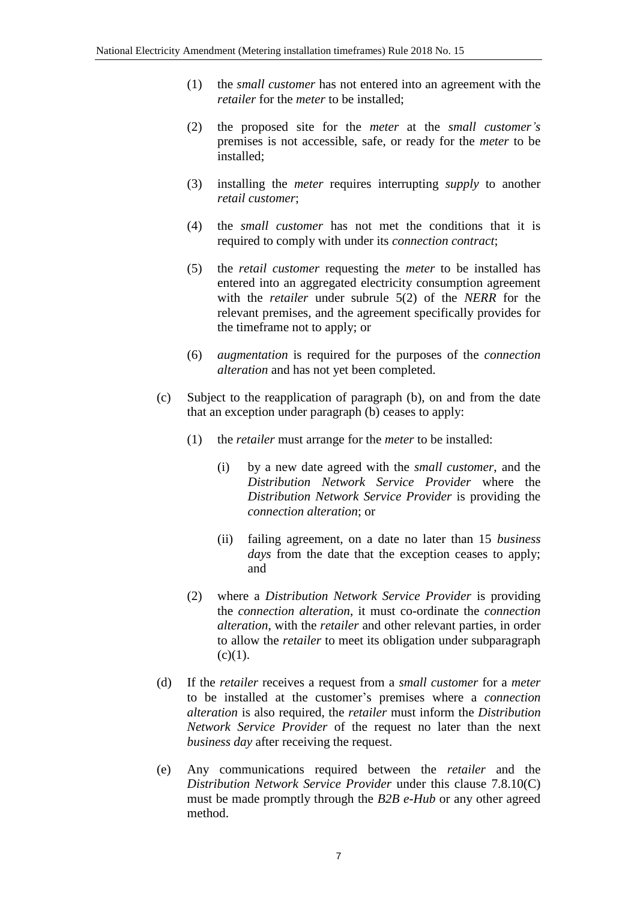(1) the *small customer* has not entered into an agreement with the *retailer* for the *meter* to be installed;

(2) the proposed site for the *meter* at the *small customer's* premises is not accessible, safe, or ready for the *meter* to be installed;

(3) installing the *meter* requires interrupting *supply* to another *retail customer*;

(4) the *small customer* has not met the conditions that it is required to comply with under its *connection contract*;

(5) the *retail customer* requesting the *meter* to be installed has entered into an aggregated electricity consumption agreement with the *retailer* under subrule 5(2) of the *NERR* for the relevant premises, and the agreement specifically provides for the timeframe not to apply; or

(6) *augmentation* is required for the purposes of the *connection alteration* and has not yet been completed.

(c) Subject to the reapplication of paragraph (b), on and from the date that an exception under paragraph (b) ceases to apply:

(1) the *retailer* must arrange for the *meter* to be installed:

(i) by a new date agreed with the *small customer*, and the *Distribution Network Service Provider* where the *Distribution Network Service Provider* is providing the *connection alteration*; or

(ii) failing agreement, on a date no later than 15 *business days* from the date that the exception ceases to apply; and

(2) where a *Distribution Network Service Provider* is providing the *connection alteration*, it must co-ordinate the *connection alteration*, with the *retailer* and other relevant parties, in order to allow the *retailer* to meet its obligation under subparagraph (c)(1).

(d) If the *retailer* receives a request from a *small customer* for a *meter* to be installed at the customer's premises where a *connection alteration* is also required, the *retailer* must inform the *Distribution Network Service Provider* of the request no later than the next *business day* after receiving the request.

(e) Any communications required between the *retailer* and the *Distribution Network Service Provider* under this clause 7.8.10(C) must be made promptly through the *B2B e-Hub* or any other agreed method.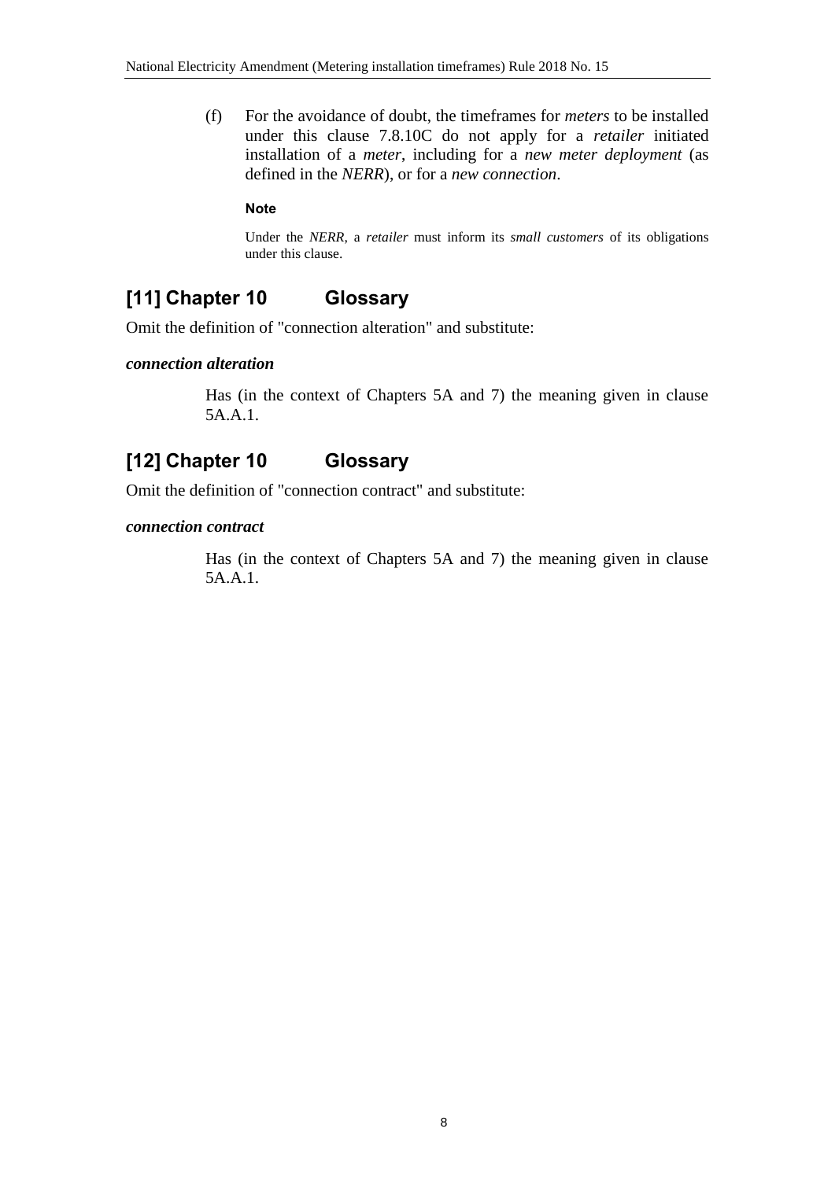(f) For the avoidance of doubt, the timeframes for *meters* to be installed under this clause 7.8.10C do not apply for a *retailer* initiated installation of a *meter*, including for a *new meter deployment* (as defined in the *NERR*), or for a *new connection*.

**Note**

Under the *NERR*, a *retailer* must inform its *small customers* of its obligations under this clause.

## [11] Chapter 10 Glossary

Omit the definition of "connection alteration" and substitute:

***connection alteration***

Has (in the context of Chapters 5A and 7) the meaning given in clause 5A.A.1.

## [12] Chapter 10 Glossary

Omit the definition of "connection contract" and substitute:

***connection contract***

Has (in the context of Chapters 5A and 7) the meaning given in clause 5A.A.1.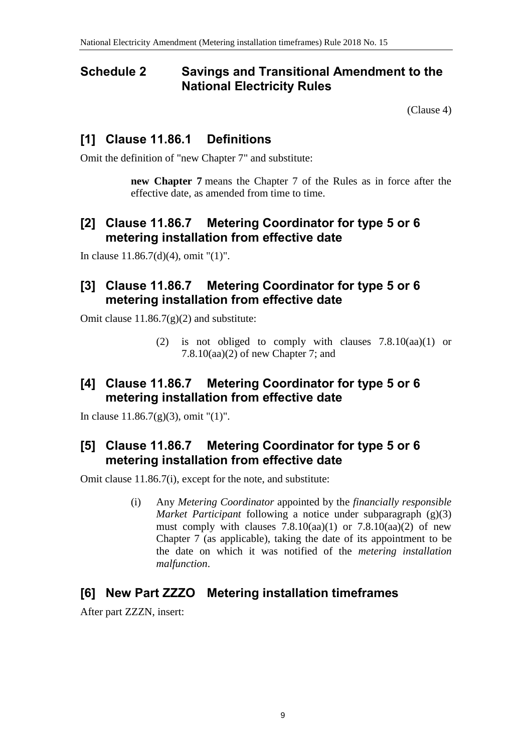# Schedule 2 Savings and Transitional Amendment to the National Electricity Rules

(Clause 4)

## [1] Clause 11.86.1 Definitions

Omit the definition of "new Chapter 7" and substitute:

> **new Chapter 7** means the Chapter 7 of the Rules as in force after the effective date, as amended from time to time.

## [2] Clause 11.86.7 Metering Coordinator for type 5 or 6 metering installation from effective date

In clause 11.86.7(d)(4), omit "(1)".

## [3] Clause 11.86.7 Metering Coordinator for type 5 or 6 metering installation from effective date

Omit clause 11.86.7(g)(2) and substitute:

> (2) is not obliged to comply with clauses 7.8.10(aa)(1) or 7.8.10(aa)(2) of new Chapter 7; and

## [4] Clause 11.86.7 Metering Coordinator for type 5 or 6 metering installation from effective date

In clause 11.86.7(g)(3), omit "(1)".

## [5] Clause 11.86.7 Metering Coordinator for type 5 or 6 metering installation from effective date

Omit clause 11.86.7(i), except for the note, and substitute:

> (i) Any *Metering Coordinator* appointed by the *financially responsible Market Participant* following a notice under subparagraph (g)(3) must comply with clauses 7.8.10(aa)(1) or 7.8.10(aa)(2) of new Chapter 7 (as applicable), taking the date of its appointment to be the date on which it was notified of the *metering installation malfunction*.

## [6] New Part ZZZO Metering installation timeframes

After part ZZZN, insert: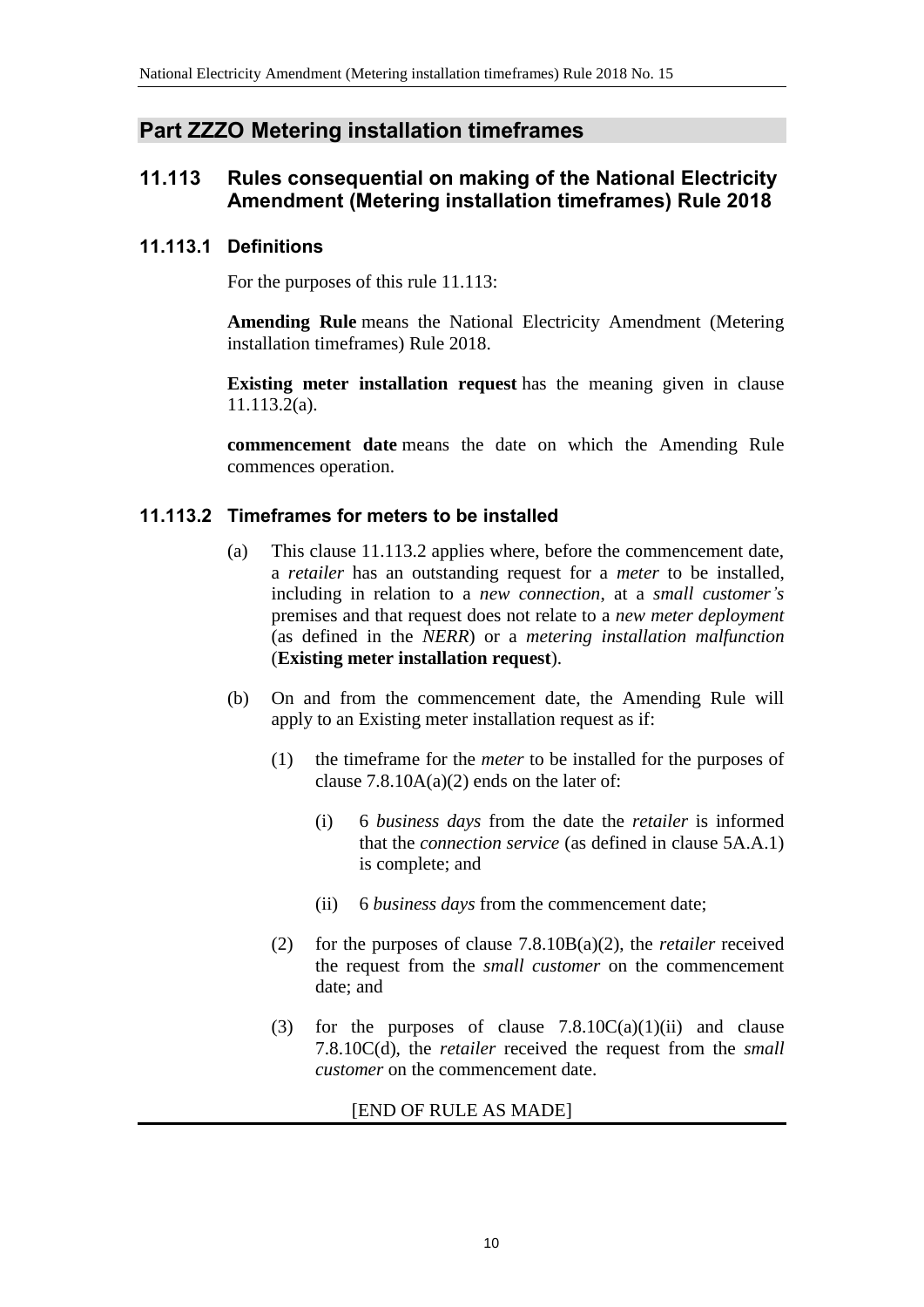## Part ZZZO Metering installation timeframes

### 11.113 Rules consequential on making of the National Electricity Amendment (Metering installation timeframes) Rule 2018

#### 11.113.1 Definitions

For the purposes of this rule 11.113:

**Amending Rule** means the National Electricity Amendment (Metering installation timeframes) Rule 2018.

**Existing meter installation request** has the meaning given in clause 11.113.2(a).

**commencement date** means the date on which the Amending Rule commences operation.

#### 11.113.2 Timeframes for meters to be installed

(a) This clause 11.113.2 applies where, before the commencement date, a *retailer* has an outstanding request for a *meter* to be installed, including in relation to a *new connection*, at a *small customer's* premises and that request does not relate to a *new meter deployment* (as defined in the *NERR*) or a *metering installation malfunction* (**Existing meter installation request**).

(b) On and from the commencement date, the Amending Rule will apply to an Existing meter installation request as if:

  (1) the timeframe for the *meter* to be installed for the purposes of clause 7.8.10A(a)(2) ends on the later of:

    (i) 6 *business days* from the date the *retailer* is informed that the *connection service* (as defined in clause 5A.A.1) is complete; and

    (ii) 6 *business days* from the commencement date;

  (2) for the purposes of clause 7.8.10B(a)(2), the *retailer* received the request from the *small customer* on the commencement date; and

  (3) for the purposes of clause 7.8.10C(a)(1)(ii) and clause 7.8.10C(d), the *retailer* received the request from the *small customer* on the commencement date.

[END OF RULE AS MADE]